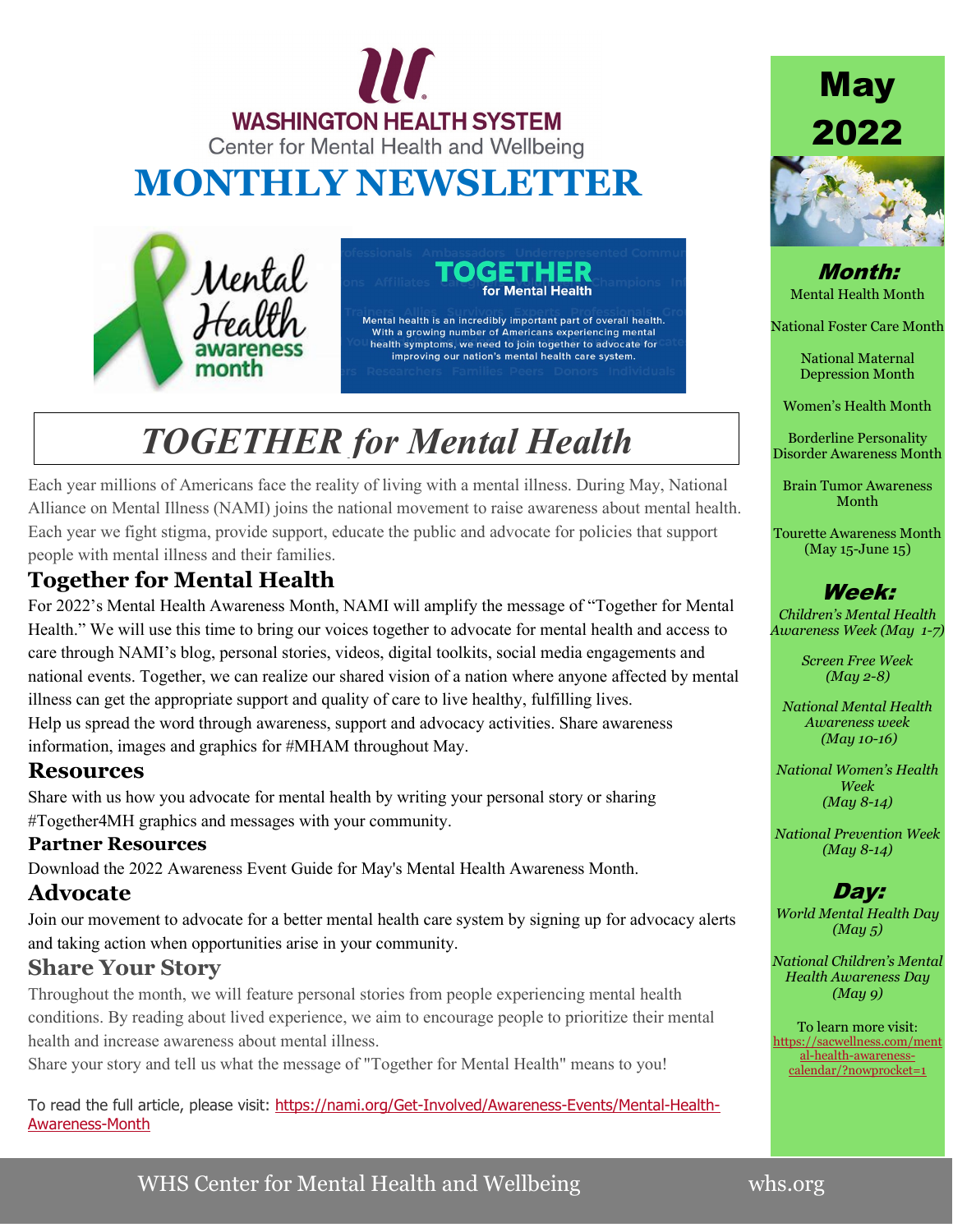# WASHINGTON HEALTH SYSTEM

Center for Mental Health and Wellbeing

# MONTHLY NEWSLETTER

## *TOGETHER for Mental Health*

Each year millions of Americans face the reality of living with a mental illness. During May, National Alliance on Mental Illness (NAMI) joins the national movement to raise awareness about mental health. Each year we fight stigma, provide support, educate the public and advocate for policies that support people with mental illness and their families.

### Together for Mental Health

For 2022's Mental Health Awareness Month, NAMI will amplify the message of "Together for Mental Health." We will use this time to bring our voices together to advocate for mental health and access to care through NAMI's blog, personal stories, videos, digital toolkits, social media engagements and national events. Together, we can realize our shared vision of a nation where anyone affected by mental illness can get the appropriate support and quality of care to live healthy, fulfilling lives.

Help us spread the word through awareness, support and advocacy activities. Share awareness information, images and graphics for #MHAM throughout May.

### Resources

Share with us how you advocate for mental health by writing your personal story or sharing #Together4MH graphics and messages with your community.

#### Partner Resources

Download the 2022 Awareness Event Guide for May's Mental Health Awareness Month.

### Advocate

Join our movement to advocate for a better mental health care system by signing up for advocacy alerts and taking action when opportunities arise in your community.

### Share Your Story

Throughout the month, we will feature personal stories from people experiencing mental health conditions. By reading about lived experience, we aim to encourage people to prioritize their mental health and increase awareness about mental illness.

Share your story and tell us what the message of "Together for Mental Health" means to you!

To read the full article, please visit: https://nami.org/Get-Involved/Awareness-Events/Mental-Health-Awareness-Month

# May 2022

### Month:

Mental Health Month

National Foster Care Month

National Maternal Depression Month

Women's Health Month

Borderline Personality Disorder Awareness Month

Brain Tumor Awareness Month

Tourette Awareness Month (May 15-June 15)

### Week:

*Children's Mental Health Awareness Week (May 1-7)*

*Screen Free Week (May 2-8)*

*National Mental Health Awareness week (May 10-16)*

*National Women's Health Week (May 8-14)*

*National Prevention Week (May 8-14)*

### Day:

*World Mental Health Day (May 5)*

*National Children's Mental Health Awareness Day (May 9)*

To learn more visit: https://sacwellness.com/mental-health-awareness-calendar/?nowprocket=1

WHS Center for Mental Health and Wellbeing — whs.org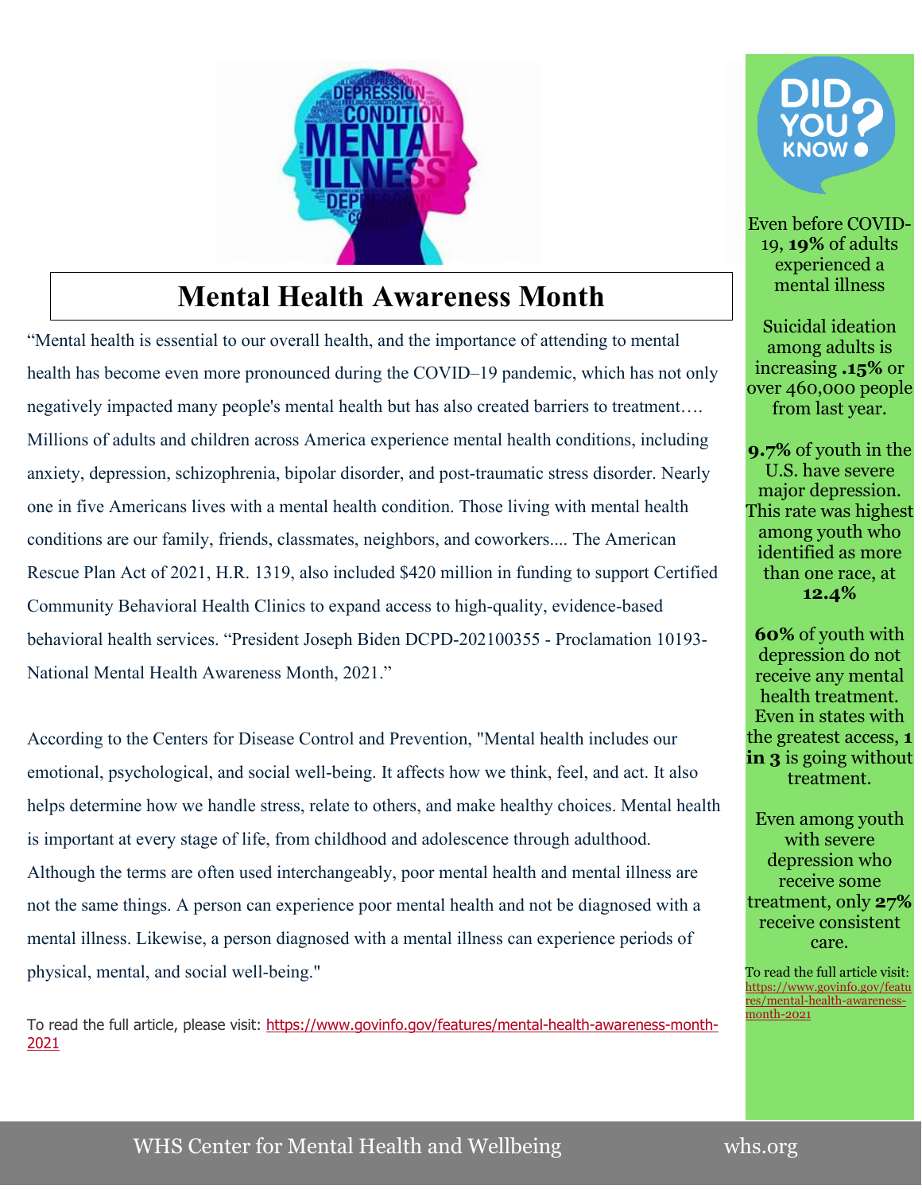# Mental Health Awareness Month

"Mental health is essential to our overall health, and the importance of attending to mental health has become even more pronounced during the COVID–19 pandemic, which has not only negatively impacted many people's mental health but has also created barriers to treatment…. Millions of adults and children across America experience mental health conditions, including anxiety, depression, schizophrenia, bipolar disorder, and post-traumatic stress disorder. Nearly one in five Americans lives with a mental health condition. Those living with mental health conditions are our family, friends, classmates, neighbors, and coworkers.... The American Rescue Plan Act of 2021, H.R. 1319, also included $420 million in funding to support Certified Community Behavioral Health Clinics to expand access to high-quality, evidence-based behavioral health services. "President Joseph Biden DCPD-202100355 - Proclamation 10193- National Mental Health Awareness Month, 2021."

According to the Centers for Disease Control and Prevention, "Mental health includes our emotional, psychological, and social well-being. It affects how we think, feel, and act. It also helps determine how we handle stress, relate to others, and make healthy choices. Mental health is important at every stage of life, from childhood and adolescence through adulthood. Although the terms are often used interchangeably, poor mental health and mental illness are not the same things. A person can experience poor mental health and not be diagnosed with a mental illness. Likewise, a person diagnosed with a mental illness can experience periods of physical, mental, and social well-being."

To read the full article, please visit: https://www.govinfo.gov/features/mental-health-awareness-month-2021

## DID YOU KNOW?

Even before COVID-19, **19%** of adults experienced a mental illness

Suicidal ideation among adults is increasing **.15%** or over 460,000 people from last year.

**9.7%** of youth in the U.S. have severe major depression. This rate was highest among youth who identified as more than one race, at **12.4%**

**60%** of youth with depression do not receive any mental health treatment. Even in states with the greatest access, **1 in 3** is going without treatment.

Even among youth with severe depression who receive some treatment, only **27%** receive consistent care.

To read the full article visit: https://www.govinfo.gov/features/mental-health-awareness-month-2021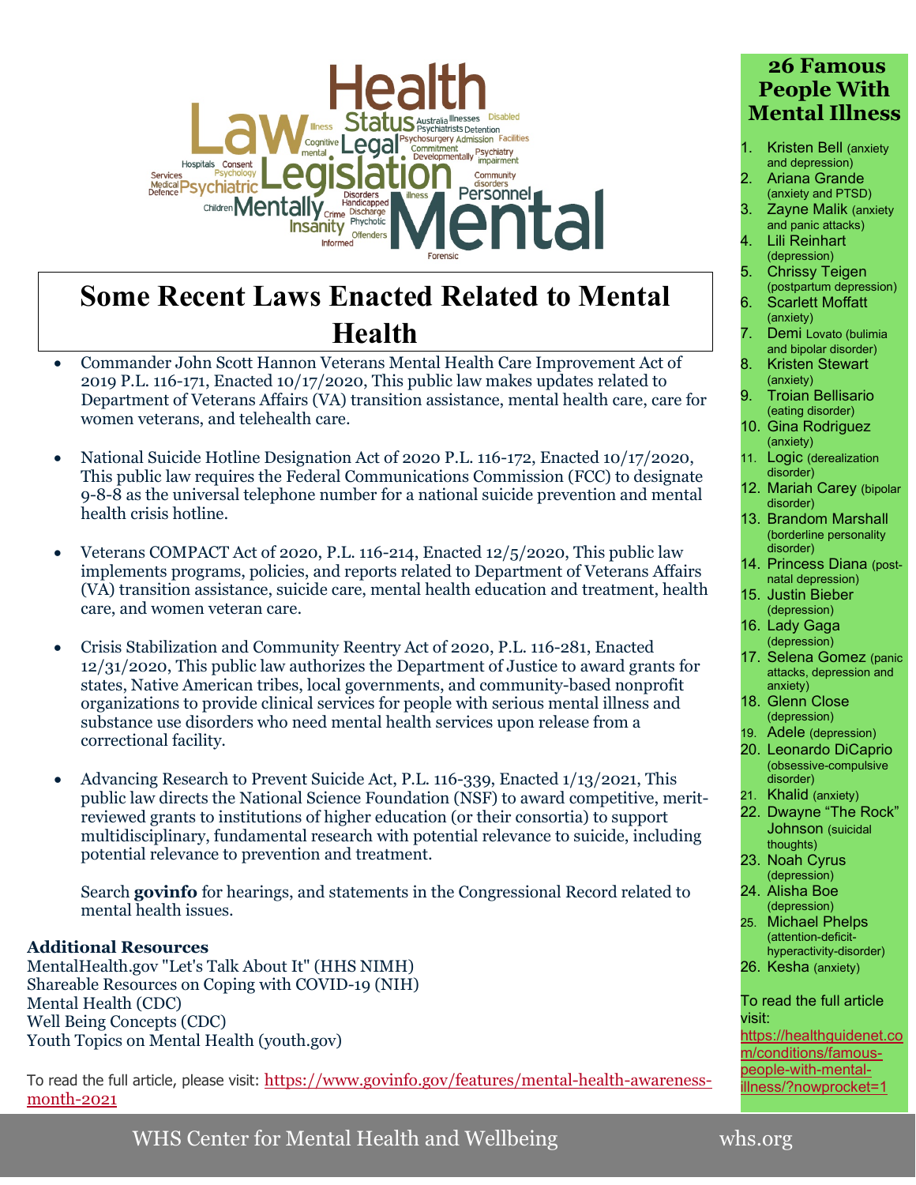# Some Recent Laws Enacted Related to Mental Health

- Commander John Scott Hannon Veterans Mental Health Care Improvement Act of 2019 P.L. 116-171, Enacted 10/17/2020, This public law makes updates related to Department of Veterans Affairs (VA) transition assistance, mental health care, care for women veterans, and telehealth care.

- National Suicide Hotline Designation Act of 2020 P.L. 116-172, Enacted 10/17/2020, This public law requires the Federal Communications Commission (FCC) to designate 9-8-8 as the universal telephone number for a national suicide prevention and mental health crisis hotline.

- Veterans COMPACT Act of 2020, P.L. 116-214, Enacted 12/5/2020, This public law implements programs, policies, and reports related to Department of Veterans Affairs (VA) transition assistance, suicide care, mental health education and treatment, health care, and women veteran care.

- Crisis Stabilization and Community Reentry Act of 2020, P.L. 116-281, Enacted 12/31/2020, This public law authorizes the Department of Justice to award grants for states, Native American tribes, local governments, and community-based nonprofit organizations to provide clinical services for people with serious mental illness and substance use disorders who need mental health services upon release from a correctional facility.

- Advancing Research to Prevent Suicide Act, P.L. 116-339, Enacted 1/13/2021, This public law directs the National Science Foundation (NSF) to award competitive, merit-reviewed grants to institutions of higher education (or their consortia) to support multidisciplinary, fundamental research with potential relevance to suicide, including potential relevance to prevention and treatment.

  Search **govinfo** for hearings, and statements in the Congressional Record related to mental health issues.

**Additional Resources**

MentalHealth.gov "Let's Talk About It" (HHS NIMH)
Shareable Resources on Coping with COVID-19 (NIH)
Mental Health (CDC)
Well Being Concepts (CDC)
Youth Topics on Mental Health (youth.gov)

To read the full article, please visit: https://www.govinfo.gov/features/mental-health-awareness-month-2021

## 26 Famous People With Mental Illness

1. Kristen Bell (anxiety and depression)
2. Ariana Grande (anxiety and PTSD)
3. Zayne Malik (anxiety and panic attacks)
4. Lili Reinhart (depression)
5. Chrissy Teigen (postpartum depression)
6. Scarlett Moffatt (anxiety)
7. Demi Lovato (bulimia and bipolar disorder)
8. Kristen Stewart (anxiety)
9. Troian Bellisario (eating disorder)
10. Gina Rodriguez (anxiety)
11. Logic (derealization disorder)
12. Mariah Carey (bipolar disorder)
13. Brandom Marshall (borderline personality disorder)
14. Princess Diana (post-natal depression)
15. Justin Bieber (depression)
16. Lady Gaga (depression)
17. Selena Gomez (panic attacks, depression and anxiety)
18. Glenn Close (depression)
19. Adele (depression)
20. Leonardo DiCaprio (obsessive-compulsive disorder)
21. Khalid (anxiety)
22. Dwayne "The Rock" Johnson (suicidal thoughts)
23. Noah Cyrus (depression)
24. Alisha Boe (depression)
25. Michael Phelps (attention-deficit-hyperactivity-disorder)
26. Kesha (anxiety)

To read the full article visit: https://healthguidenet.com/conditions/famous-people-with-mental-illness/?nowprocket=1

WHS Center for Mental Health and Wellbeing whs.org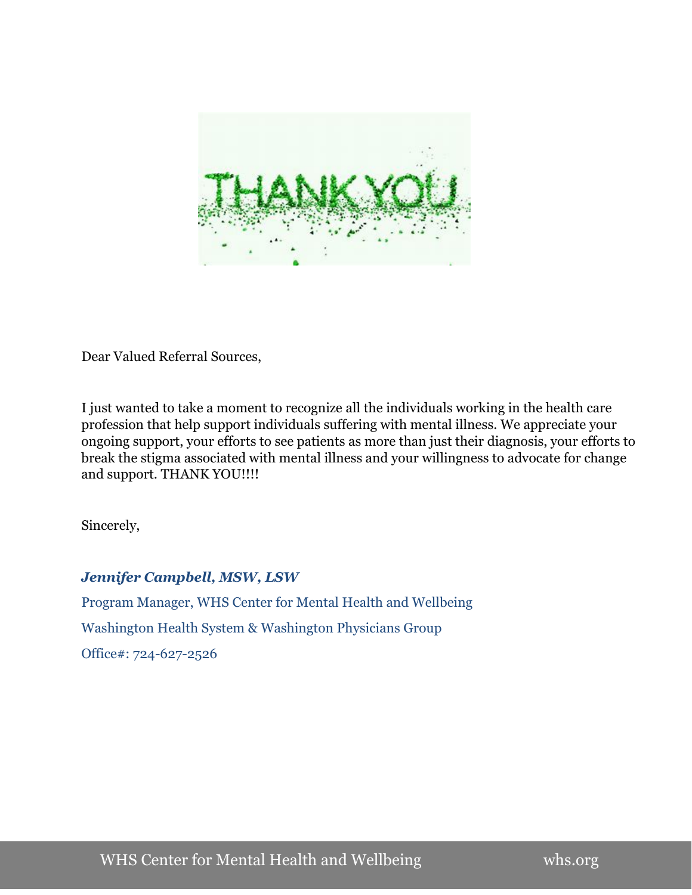Dear Valued Referral Sources,

I just wanted to take a moment to recognize all the individuals working in the health care profession that help support individuals suffering with mental illness. We appreciate your ongoing support, your efforts to see patients as more than just their diagnosis, your efforts to break the stigma associated with mental illness and your willingness to advocate for change and support. THANK YOU!!!!

Sincerely,

***Jennifer Campbell, MSW, LSW***

Program Manager, WHS Center for Mental Health and Wellbeing

Washington Health System & Washington Physicians Group

Office#: 724-627-2526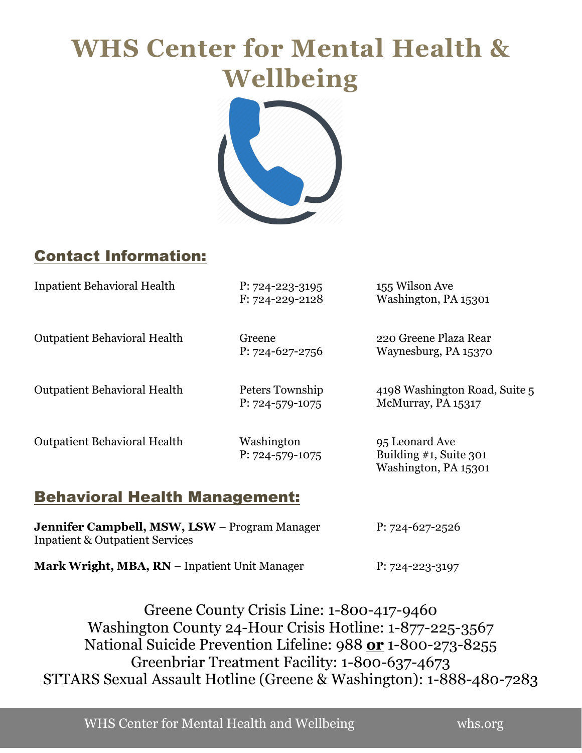# WHS Center for Mental Health & Wellbeing

## Contact Information:

| | | |
|---|---|---|
| Inpatient Behavioral Health | P: 724-223-3195<br>F: 724-229-2128 | 155 Wilson Ave<br>Washington, PA 15301 |
| Outpatient Behavioral Health | Greene<br>P: 724-627-2756 | 220 Greene Plaza Rear<br>Waynesburg, PA 15370 |
| Outpatient Behavioral Health | Peters Township<br>P: 724-579-1075 | 4198 Washington Road, Suite 5<br>McMurray, PA 15317 |
| Outpatient Behavioral Health | Washington<br>P: 724-579-1075 | 95 Leonard Ave<br>Building #1, Suite 301<br>Washington, PA 15301 |

## Behavioral Health Management:

| | |
|---|---|
| **Jennifer Campbell, MSW, LSW** – Program Manager<br>Inpatient & Outpatient Services | P: 724-627-2526 |
| **Mark Wright, MBA, RN** – Inpatient Unit Manager | P: 724-223-3197 |

Greene County Crisis Line: 1-800-417-9460
Washington County 24-Hour Crisis Hotline: 1-877-225-3567
National Suicide Prevention Lifeline: 988 **or** 1-800-273-8255
Greenbriar Treatment Facility: 1-800-637-4673
STTARS Sexual Assault Hotline (Greene & Washington): 1-888-480-7283

WHS Center for Mental Health and Wellbeing whs.org